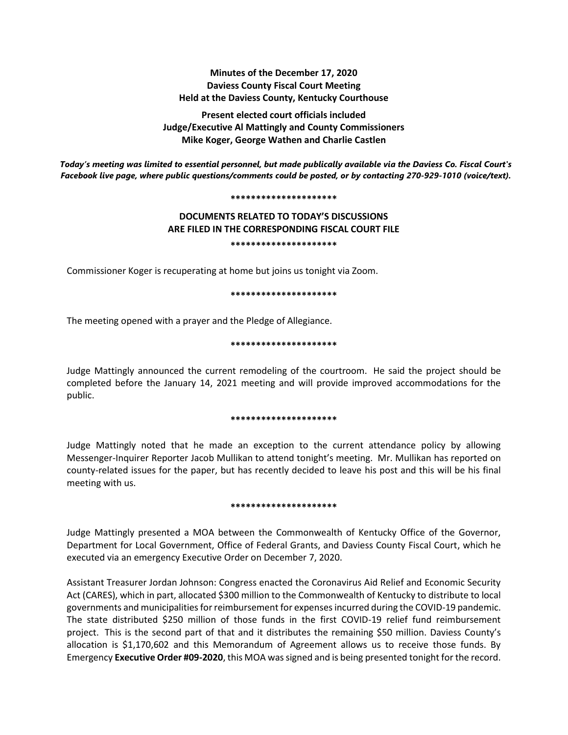**Minutes of the December 17, 2020**
**Daviess County Fiscal Court Meeting**
**Held at the Daviess County, Kentucky Courthouse**

**Present elected court officials included**
**Judge/Executive Al Mattingly and County Commissioners**
**Mike Koger, George Wathen and Charlie Castlen**

***Today's meeting was limited to essential personnel, but made publically available via the Daviess Co. Fiscal Court's Facebook live page, where public questions/comments could be posted, or by contacting 270-929-1010 (voice/text).***

*********************

**DOCUMENTS RELATED TO TODAY'S DISCUSSIONS**
**ARE FILED IN THE CORRESPONDING FISCAL COURT FILE**

*********************

Commissioner Koger is recuperating at home but joins us tonight via Zoom.

*********************

The meeting opened with a prayer and the Pledge of Allegiance.

*********************

Judge Mattingly announced the current remodeling of the courtroom. He said the project should be completed before the January 14, 2021 meeting and will provide improved accommodations for the public.

*********************

Judge Mattingly noted that he made an exception to the current attendance policy by allowing Messenger-Inquirer Reporter Jacob Mullikan to attend tonight's meeting. Mr. Mullikan has reported on county-related issues for the paper, but has recently decided to leave his post and this will be his final meeting with us.

*********************

Judge Mattingly presented a MOA between the Commonwealth of Kentucky Office of the Governor, Department for Local Government, Office of Federal Grants, and Daviess County Fiscal Court, which he executed via an emergency Executive Order on December 7, 2020.

Assistant Treasurer Jordan Johnson: Congress enacted the Coronavirus Aid Relief and Economic Security Act (CARES), which in part, allocated $300 million to the Commonwealth of Kentucky to distribute to local governments and municipalities for reimbursement for expenses incurred during the COVID-19 pandemic. The state distributed $250 million of those funds in the first COVID-19 relief fund reimbursement project. This is the second part of that and it distributes the remaining $50 million. Daviess County's allocation is $1,170,602 and this Memorandum of Agreement allows us to receive those funds. By Emergency **Executive Order #09-2020**, this MOA was signed and is being presented tonight for the record.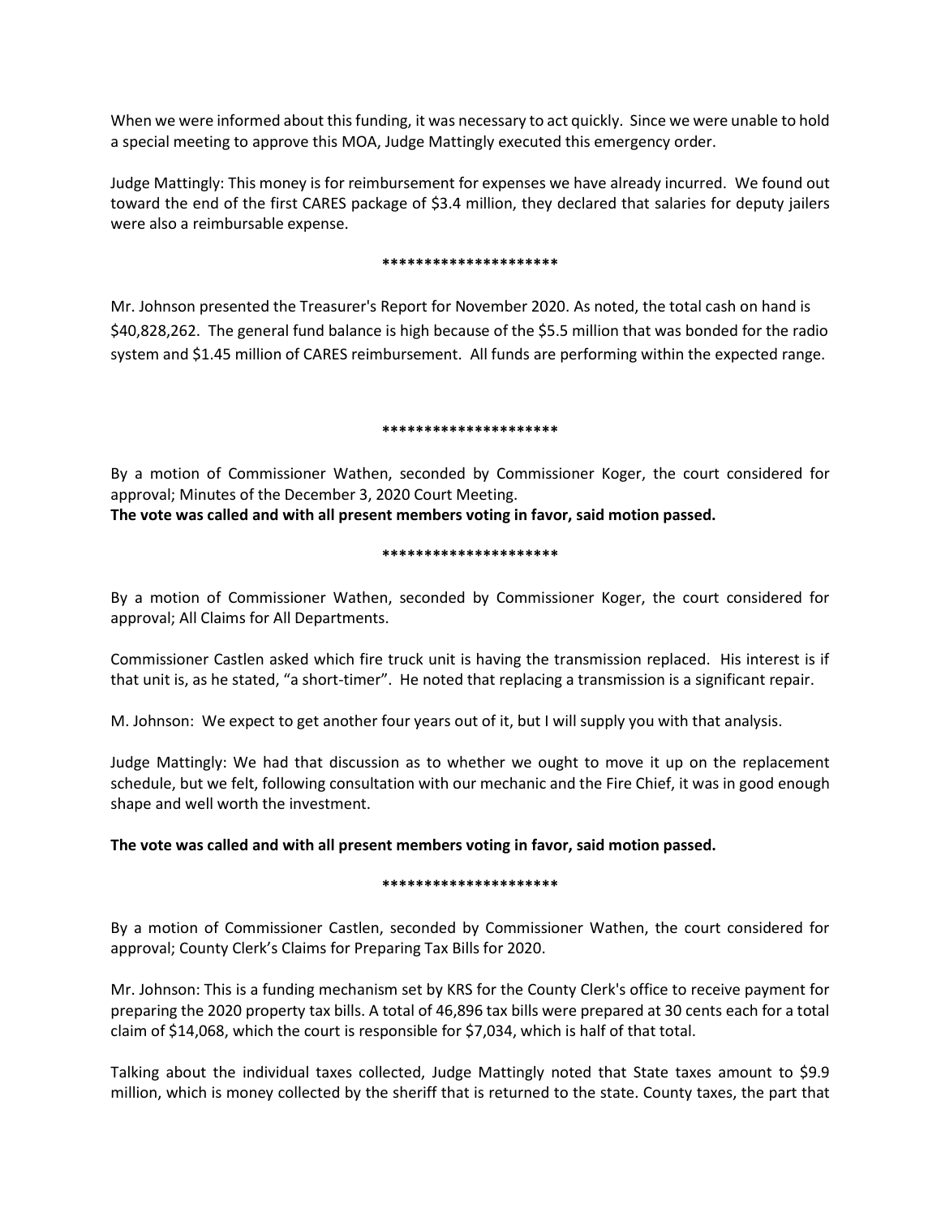When we were informed about this funding, it was necessary to act quickly. Since we were unable to hold a special meeting to approve this MOA, Judge Mattingly executed this emergency order.

Judge Mattingly: This money is for reimbursement for expenses we have already incurred. We found out toward the end of the first CARES package of $3.4 million, they declared that salaries for deputy jailers were also a reimbursable expense.

*********************

Mr. Johnson presented the Treasurer's Report for November 2020. As noted, the total cash on hand is $40,828,262. The general fund balance is high because of the $5.5 million that was bonded for the radio system and $1.45 million of CARES reimbursement. All funds are performing within the expected range.

*********************

By a motion of Commissioner Wathen, seconded by Commissioner Koger, the court considered for approval; Minutes of the December 3, 2020 Court Meeting.
**The vote was called and with all present members voting in favor, said motion passed.**

*********************

By a motion of Commissioner Wathen, seconded by Commissioner Koger, the court considered for approval; All Claims for All Departments.

Commissioner Castlen asked which fire truck unit is having the transmission replaced. His interest is if that unit is, as he stated, "a short-timer". He noted that replacing a transmission is a significant repair.

M. Johnson: We expect to get another four years out of it, but I will supply you with that analysis.

Judge Mattingly: We had that discussion as to whether we ought to move it up on the replacement schedule, but we felt, following consultation with our mechanic and the Fire Chief, it was in good enough shape and well worth the investment.

**The vote was called and with all present members voting in favor, said motion passed.**

*********************

By a motion of Commissioner Castlen, seconded by Commissioner Wathen, the court considered for approval; County Clerk's Claims for Preparing Tax Bills for 2020.

Mr. Johnson: This is a funding mechanism set by KRS for the County Clerk's office to receive payment for preparing the 2020 property tax bills. A total of 46,896 tax bills were prepared at 30 cents each for a total claim of $14,068, which the court is responsible for $7,034, which is half of that total.

Talking about the individual taxes collected, Judge Mattingly noted that State taxes amount to $9.9 million, which is money collected by the sheriff that is returned to the state. County taxes, the part that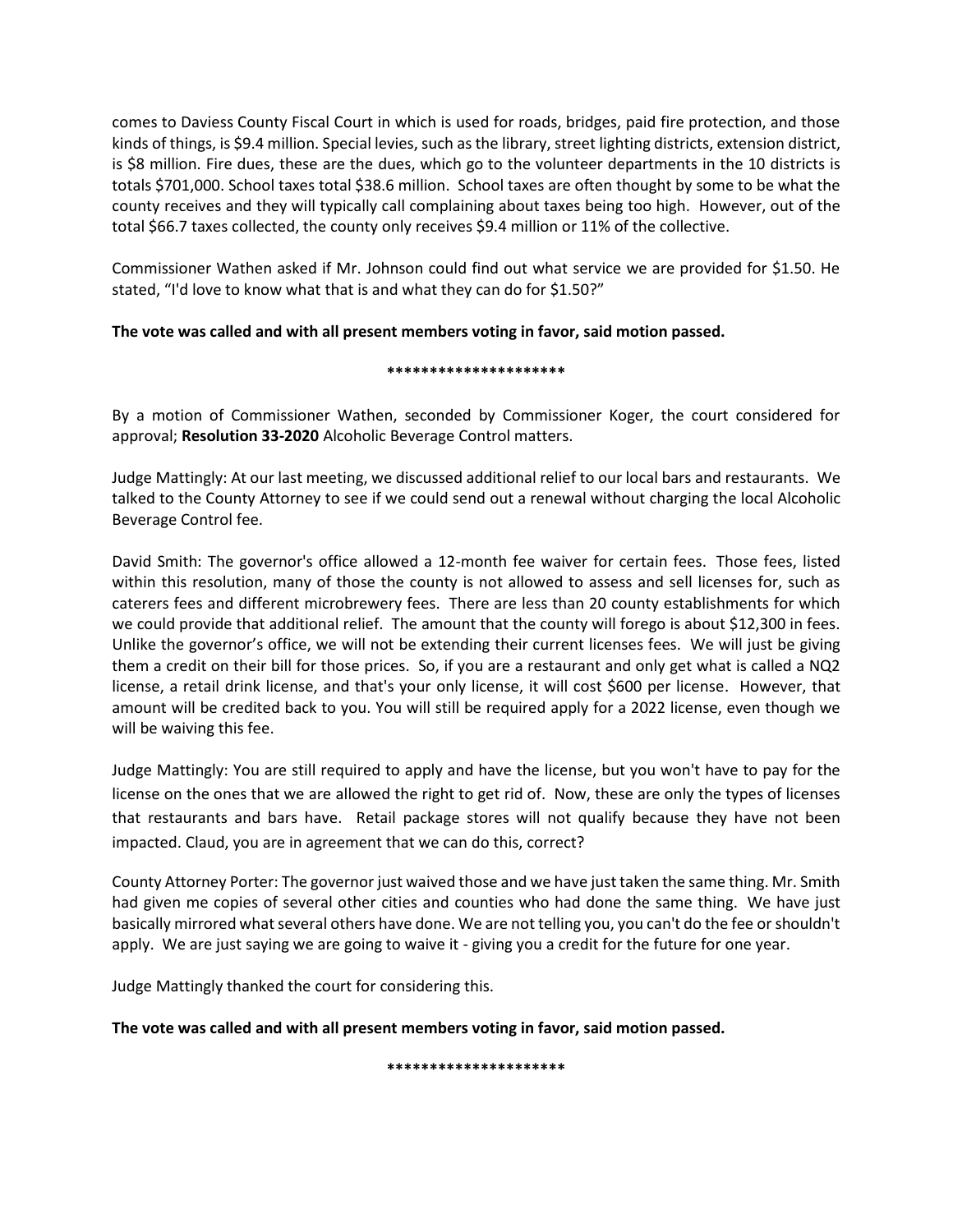comes to Daviess County Fiscal Court in which is used for roads, bridges, paid fire protection, and those kinds of things, is $9.4 million. Special levies, such as the library, street lighting districts, extension district, is $8 million. Fire dues, these are the dues, which go to the volunteer departments in the 10 districts is totals $701,000. School taxes total $38.6 million. School taxes are often thought by some to be what the county receives and they will typically call complaining about taxes being too high. However, out of the total $66.7 taxes collected, the county only receives $9.4 million or 11% of the collective.

Commissioner Wathen asked if Mr. Johnson could find out what service we are provided for $1.50. He stated, "I'd love to know what that is and what they can do for $1.50?"

**The vote was called and with all present members voting in favor, said motion passed.**

********************

By a motion of Commissioner Wathen, seconded by Commissioner Koger, the court considered for approval; **Resolution 33-2020** Alcoholic Beverage Control matters.

Judge Mattingly: At our last meeting, we discussed additional relief to our local bars and restaurants. We talked to the County Attorney to see if we could send out a renewal without charging the local Alcoholic Beverage Control fee.

David Smith: The governor's office allowed a 12-month fee waiver for certain fees. Those fees, listed within this resolution, many of those the county is not allowed to assess and sell licenses for, such as caterers fees and different microbrewery fees. There are less than 20 county establishments for which we could provide that additional relief. The amount that the county will forego is about $12,300 in fees. Unlike the governor's office, we will not be extending their current licenses fees. We will just be giving them a credit on their bill for those prices. So, if you are a restaurant and only get what is called a NQ2 license, a retail drink license, and that's your only license, it will cost $600 per license. However, that amount will be credited back to you. You will still be required apply for a 2022 license, even though we will be waiving this fee.

Judge Mattingly: You are still required to apply and have the license, but you won't have to pay for the license on the ones that we are allowed the right to get rid of. Now, these are only the types of licenses that restaurants and bars have. Retail package stores will not qualify because they have not been impacted. Claud, you are in agreement that we can do this, correct?

County Attorney Porter: The governor just waived those and we have just taken the same thing. Mr. Smith had given me copies of several other cities and counties who had done the same thing. We have just basically mirrored what several others have done. We are not telling you, you can't do the fee or shouldn't apply. We are just saying we are going to waive it - giving you a credit for the future for one year.

Judge Mattingly thanked the court for considering this.

**The vote was called and with all present members voting in favor, said motion passed.**

********************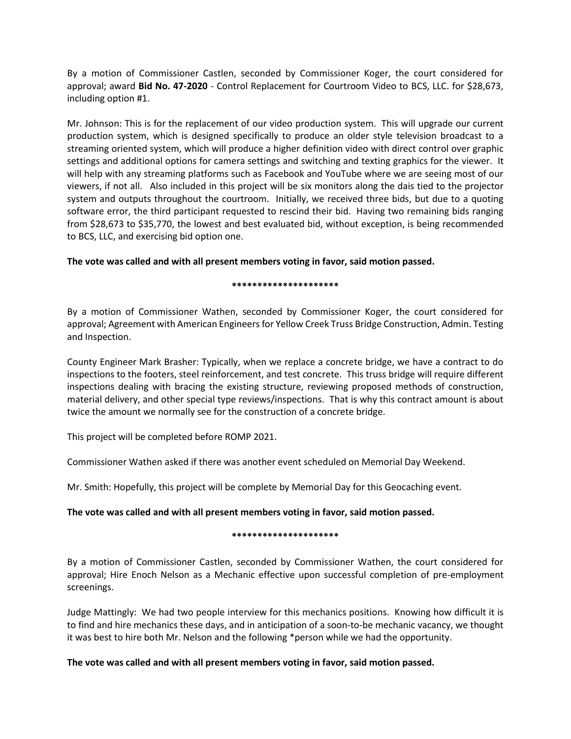By a motion of Commissioner Castlen, seconded by Commissioner Koger, the court considered for approval; award **Bid No. 47-2020** - Control Replacement for Courtroom Video to BCS, LLC. for $28,673, including option #1.

Mr. Johnson: This is for the replacement of our video production system. This will upgrade our current production system, which is designed specifically to produce an older style television broadcast to a streaming oriented system, which will produce a higher definition video with direct control over graphic settings and additional options for camera settings and switching and texting graphics for the viewer. It will help with any streaming platforms such as Facebook and YouTube where we are seeing most of our viewers, if not all. Also included in this project will be six monitors along the dais tied to the projector system and outputs throughout the courtroom. Initially, we received three bids, but due to a quoting software error, the third participant requested to rescind their bid. Having two remaining bids ranging from $28,673 to $35,770, the lowest and best evaluated bid, without exception, is being recommended to BCS, LLC, and exercising bid option one.

**The vote was called and with all present members voting in favor, said motion passed.**

**********************

By a motion of Commissioner Wathen, seconded by Commissioner Koger, the court considered for approval; Agreement with American Engineers for Yellow Creek Truss Bridge Construction, Admin. Testing and Inspection.

County Engineer Mark Brasher: Typically, when we replace a concrete bridge, we have a contract to do inspections to the footers, steel reinforcement, and test concrete. This truss bridge will require different inspections dealing with bracing the existing structure, reviewing proposed methods of construction, material delivery, and other special type reviews/inspections. That is why this contract amount is about twice the amount we normally see for the construction of a concrete bridge.

This project will be completed before ROMP 2021.

Commissioner Wathen asked if there was another event scheduled on Memorial Day Weekend.

Mr. Smith: Hopefully, this project will be complete by Memorial Day for this Geocaching event.

**The vote was called and with all present members voting in favor, said motion passed.**

**********************

By a motion of Commissioner Castlen, seconded by Commissioner Wathen, the court considered for approval; Hire Enoch Nelson as a Mechanic effective upon successful completion of pre-employment screenings.

Judge Mattingly: We had two people interview for this mechanics positions. Knowing how difficult it is to find and hire mechanics these days, and in anticipation of a soon-to-be mechanic vacancy, we thought it was best to hire both Mr. Nelson and the following *person while we had the opportunity.

**The vote was called and with all present members voting in favor, said motion passed.**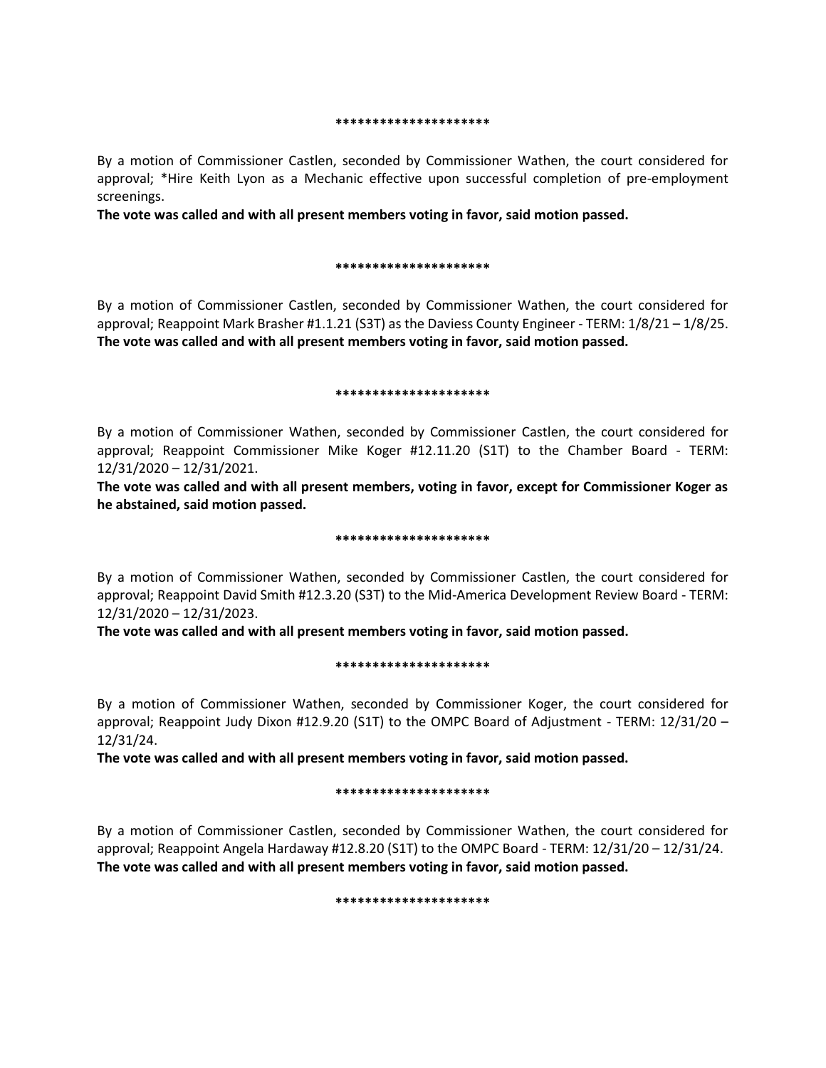*********************

By a motion of Commissioner Castlen, seconded by Commissioner Wathen, the court considered for approval; *Hire Keith Lyon as a Mechanic effective upon successful completion of pre-employment screenings.

**The vote was called and with all present members voting in favor, said motion passed.**

*********************

By a motion of Commissioner Castlen, seconded by Commissioner Wathen, the court considered for approval; Reappoint Mark Brasher #1.1.21 (S3T) as the Daviess County Engineer - TERM: 1/8/21 – 1/8/25.

**The vote was called and with all present members voting in favor, said motion passed.**

*********************

By a motion of Commissioner Wathen, seconded by Commissioner Castlen, the court considered for approval; Reappoint Commissioner Mike Koger #12.11.20 (S1T) to the Chamber Board - TERM: 12/31/2020 – 12/31/2021.

**The vote was called and with all present members, voting in favor, except for Commissioner Koger as he abstained, said motion passed.**

*********************

By a motion of Commissioner Wathen, seconded by Commissioner Castlen, the court considered for approval; Reappoint David Smith #12.3.20 (S3T) to the Mid-America Development Review Board - TERM: 12/31/2020 – 12/31/2023.

**The vote was called and with all present members voting in favor, said motion passed.**

*********************

By a motion of Commissioner Wathen, seconded by Commissioner Koger, the court considered for approval; Reappoint Judy Dixon #12.9.20 (S1T) to the OMPC Board of Adjustment - TERM: 12/31/20 – 12/31/24.

**The vote was called and with all present members voting in favor, said motion passed.**

*********************

By a motion of Commissioner Castlen, seconded by Commissioner Wathen, the court considered for approval; Reappoint Angela Hardaway #12.8.20 (S1T) to the OMPC Board - TERM: 12/31/20 – 12/31/24.

**The vote was called and with all present members voting in favor, said motion passed.**

*********************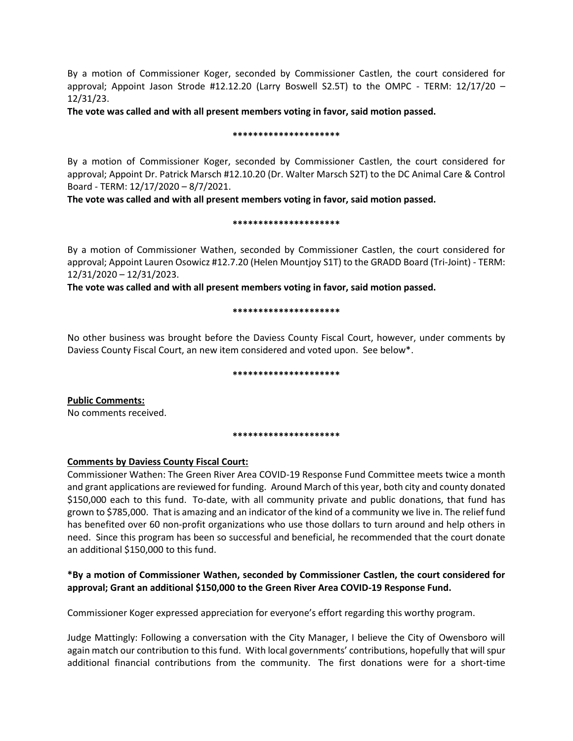By a motion of Commissioner Koger, seconded by Commissioner Castlen, the court considered for approval; Appoint Jason Strode #12.12.20 (Larry Boswell S2.5T) to the OMPC - TERM: 12/17/20 – 12/31/23.

**The vote was called and with all present members voting in favor, said motion passed.**

**********************

By a motion of Commissioner Koger, seconded by Commissioner Castlen, the court considered for approval; Appoint Dr. Patrick Marsch #12.10.20 (Dr. Walter Marsch S2T) to the DC Animal Care & Control Board - TERM: 12/17/2020 – 8/7/2021.

**The vote was called and with all present members voting in favor, said motion passed.**

**********************

By a motion of Commissioner Wathen, seconded by Commissioner Castlen, the court considered for approval; Appoint Lauren Osowicz #12.7.20 (Helen Mountjoy S1T) to the GRADD Board (Tri-Joint) - TERM: 12/31/2020 – 12/31/2023.

**The vote was called and with all present members voting in favor, said motion passed.**

**********************

No other business was brought before the Daviess County Fiscal Court, however, under comments by Daviess County Fiscal Court, an new item considered and voted upon. See below*.

**********************

**Public Comments:**
No comments received.

**********************

**Comments by Daviess County Fiscal Court:**
Commissioner Wathen: The Green River Area COVID-19 Response Fund Committee meets twice a month and grant applications are reviewed for funding. Around March of this year, both city and county donated $150,000 each to this fund. To-date, with all community private and public donations, that fund has grown to $785,000. That is amazing and an indicator of the kind of a community we live in. The relief fund has benefited over 60 non-profit organizations who use those dollars to turn around and help others in need. Since this program has been so successful and beneficial, he recommended that the court donate an additional $150,000 to this fund.

**\*By a motion of Commissioner Wathen, seconded by Commissioner Castlen, the court considered for approval; Grant an additional $150,000 to the Green River Area COVID-19 Response Fund.**

Commissioner Koger expressed appreciation for everyone's effort regarding this worthy program.

Judge Mattingly: Following a conversation with the City Manager, I believe the City of Owensboro will again match our contribution to this fund. With local governments' contributions, hopefully that will spur additional financial contributions from the community. The first donations were for a short-time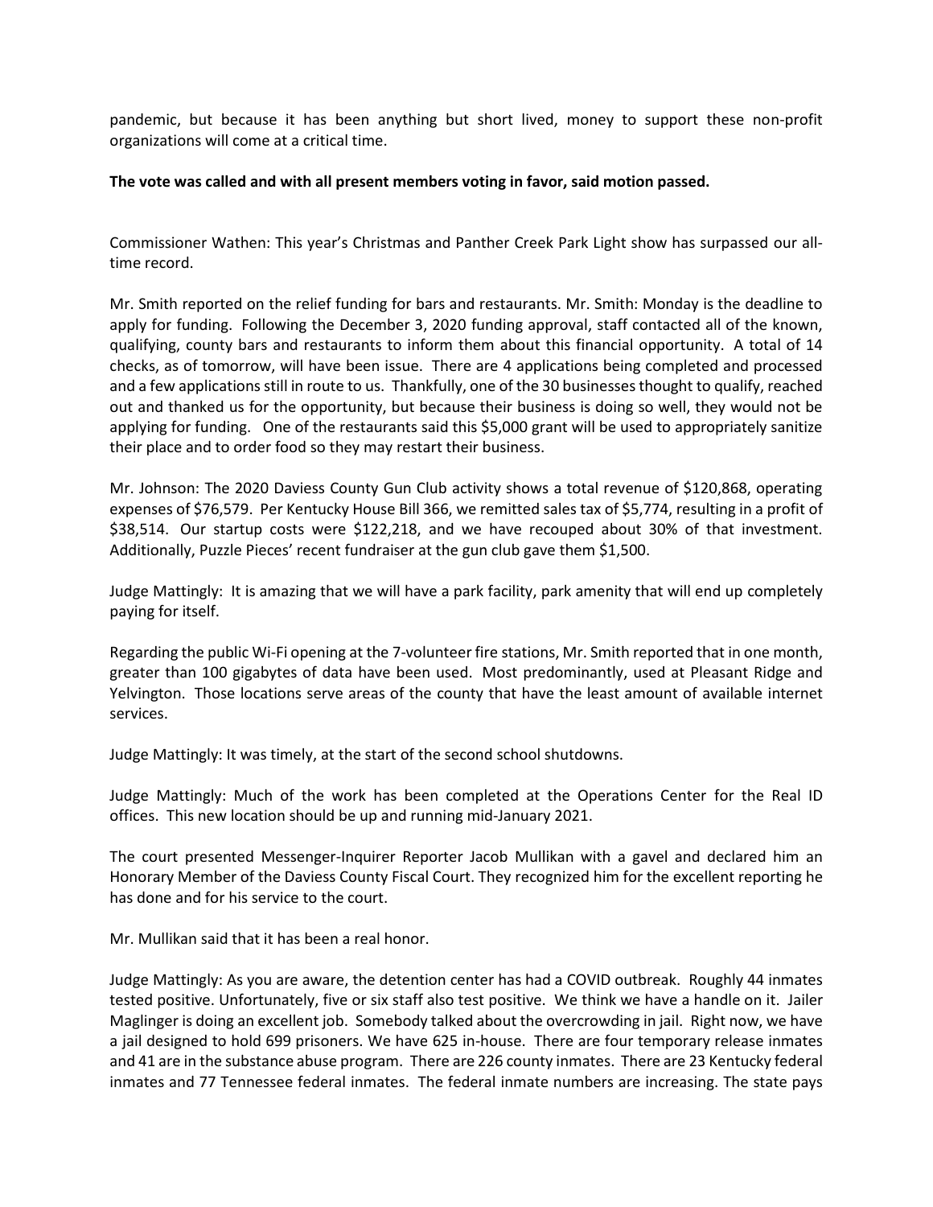pandemic, but because it has been anything but short lived, money to support these non-profit organizations will come at a critical time.

**The vote was called and with all present members voting in favor, said motion passed.**

Commissioner Wathen: This year's Christmas and Panther Creek Park Light show has surpassed our all-time record.

Mr. Smith reported on the relief funding for bars and restaurants. Mr. Smith: Monday is the deadline to apply for funding. Following the December 3, 2020 funding approval, staff contacted all of the known, qualifying, county bars and restaurants to inform them about this financial opportunity. A total of 14 checks, as of tomorrow, will have been issue. There are 4 applications being completed and processed and a few applications still in route to us. Thankfully, one of the 30 businesses thought to qualify, reached out and thanked us for the opportunity, but because their business is doing so well, they would not be applying for funding. One of the restaurants said this $5,000 grant will be used to appropriately sanitize their place and to order food so they may restart their business.

Mr. Johnson: The 2020 Daviess County Gun Club activity shows a total revenue of $120,868, operating expenses of $76,579. Per Kentucky House Bill 366, we remitted sales tax of $5,774, resulting in a profit of $38,514. Our startup costs were $122,218, and we have recouped about 30% of that investment. Additionally, Puzzle Pieces' recent fundraiser at the gun club gave them $1,500.

Judge Mattingly: It is amazing that we will have a park facility, park amenity that will end up completely paying for itself.

Regarding the public Wi-Fi opening at the 7-volunteer fire stations, Mr. Smith reported that in one month, greater than 100 gigabytes of data have been used. Most predominantly, used at Pleasant Ridge and Yelvington. Those locations serve areas of the county that have the least amount of available internet services.

Judge Mattingly: It was timely, at the start of the second school shutdowns.

Judge Mattingly: Much of the work has been completed at the Operations Center for the Real ID offices. This new location should be up and running mid-January 2021.

The court presented Messenger-Inquirer Reporter Jacob Mullikan with a gavel and declared him an Honorary Member of the Daviess County Fiscal Court. They recognized him for the excellent reporting he has done and for his service to the court.

Mr. Mullikan said that it has been a real honor.

Judge Mattingly: As you are aware, the detention center has had a COVID outbreak. Roughly 44 inmates tested positive. Unfortunately, five or six staff also test positive. We think we have a handle on it. Jailer Maglinger is doing an excellent job. Somebody talked about the overcrowding in jail. Right now, we have a jail designed to hold 699 prisoners. We have 625 in-house. There are four temporary release inmates and 41 are in the substance abuse program. There are 226 county inmates. There are 23 Kentucky federal inmates and 77 Tennessee federal inmates. The federal inmate numbers are increasing. The state pays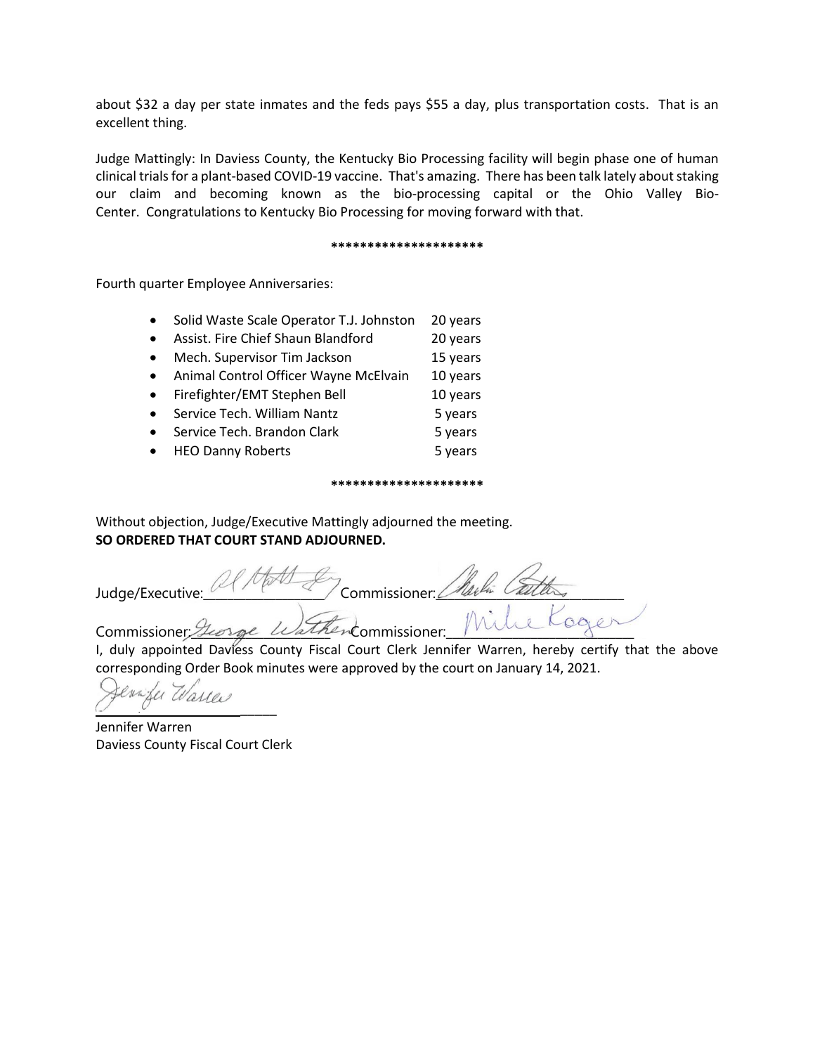about $32 a day per state inmates and the feds pays $55 a day, plus transportation costs. That is an excellent thing.

Judge Mattingly: In Daviess County, the Kentucky Bio Processing facility will begin phase one of human clinical trials for a plant-based COVID-19 vaccine. That's amazing. There has been talk lately about staking our claim and becoming known as the bio-processing capital or the Ohio Valley Bio-Center. Congratulations to Kentucky Bio Processing for moving forward with that.

********************

Fourth quarter Employee Anniversaries:

- Solid Waste Scale Operator T.J. Johnston 20 years
- Assist. Fire Chief Shaun Blandford 20 years
- Mech. Supervisor Tim Jackson 15 years
- Animal Control Officer Wayne McElvain 10 years
- Firefighter/EMT Stephen Bell 10 years
- Service Tech. William Nantz 5 years
- Service Tech. Brandon Clark 5 years
- HEO Danny Roberts 5 years

********************

Without objection, Judge/Executive Mattingly adjourned the meeting.
**SO ORDERED THAT COURT STAND ADJOURNED.**

Judge/Executive:_______________ Commissioner:_______________

Commissioner:_______________ Commissioner:_______________

I, duly appointed Daviess County Fiscal Court Clerk Jennifer Warren, hereby certify that the above corresponding Order Book minutes were approved by the court on January 14, 2021.

_______________
Jennifer Warren
Daviess County Fiscal Court Clerk